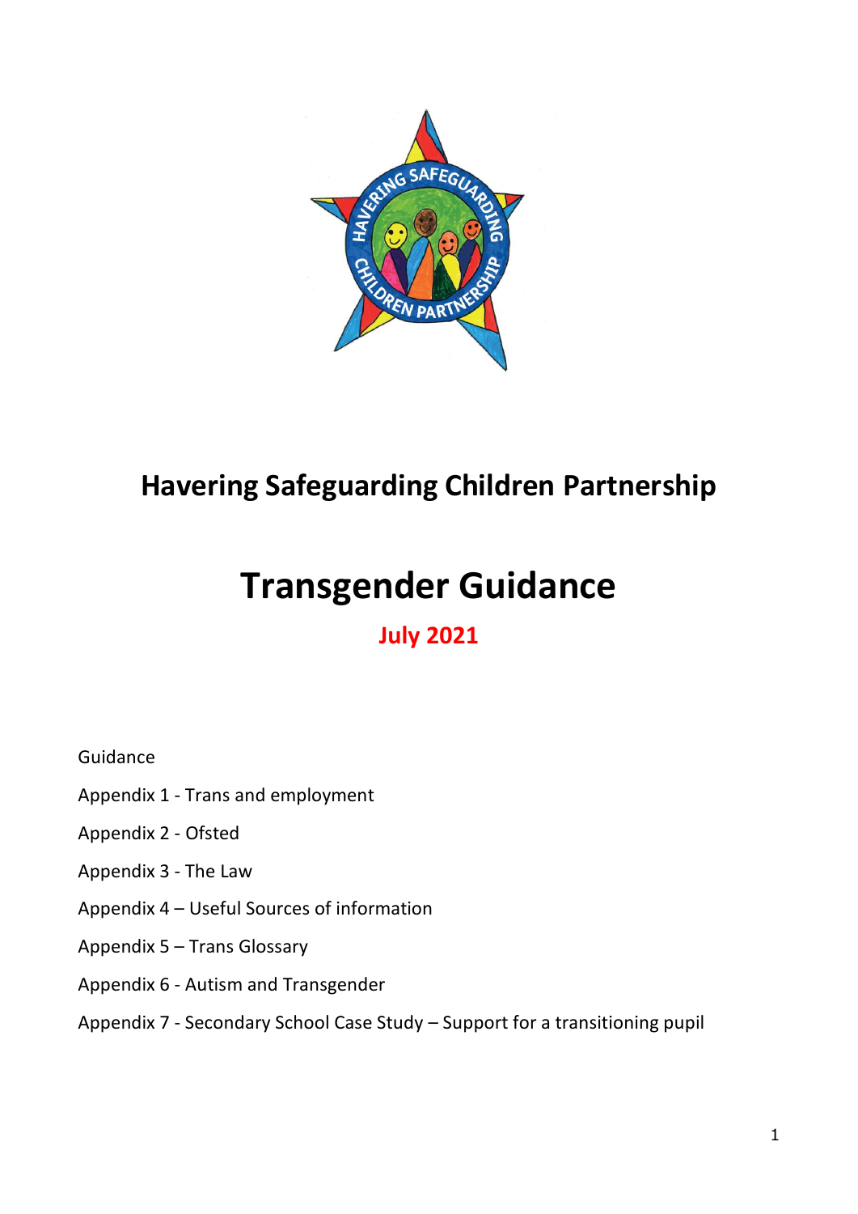# Havering Safeguarding Children Partnership

# Transgender Guidance

**July 2021**

Guidance

Appendix 1 - Trans and employment

Appendix 2 - Ofsted

Appendix 3 - The Law

Appendix 4 – Useful Sources of information

Appendix 5 – Trans Glossary

Appendix 6 - Autism and Transgender

Appendix 7 - Secondary School Case Study – Support for a transitioning pupil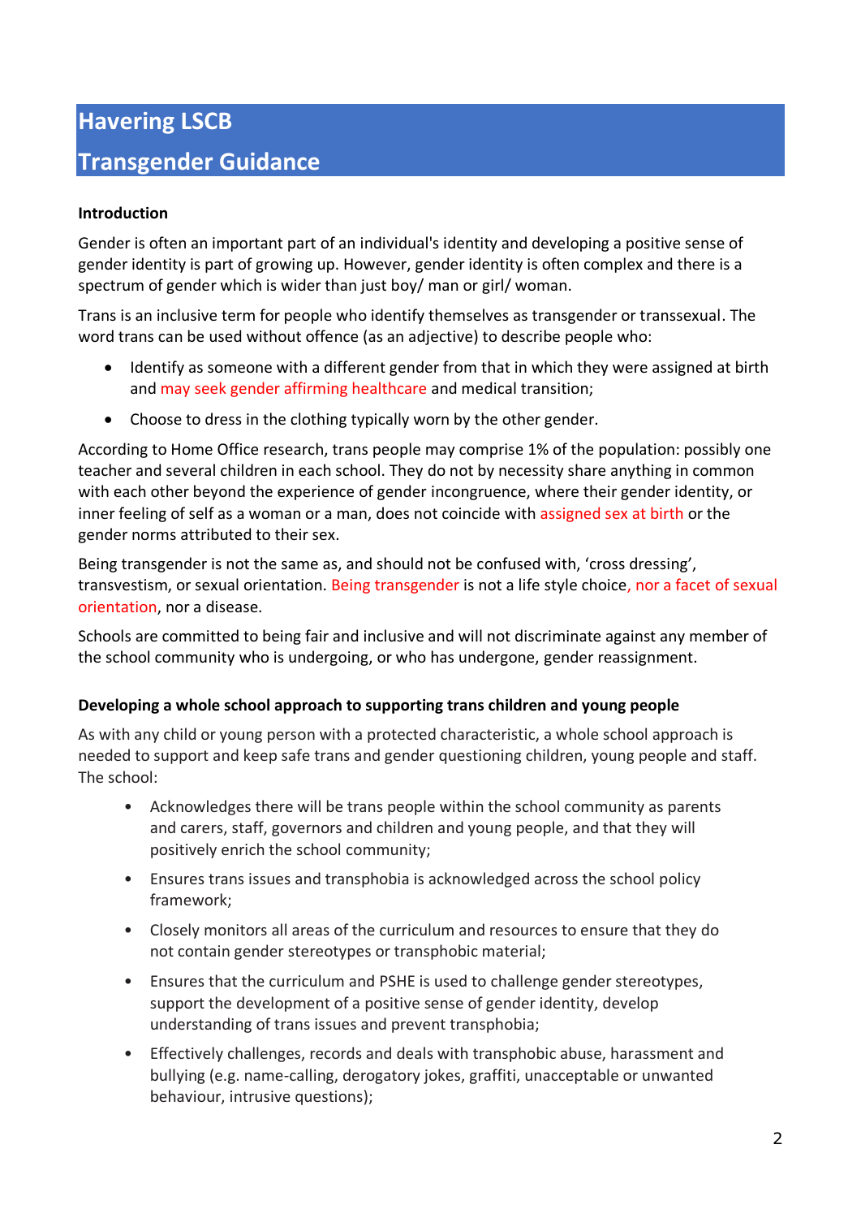# Havering LSCB

# Transgender Guidance

**Introduction**

Gender is often an important part of an individual's identity and developing a positive sense of gender identity is part of growing up. However, gender identity is often complex and there is a spectrum of gender which is wider than just boy/ man or girl/ woman.

Trans is an inclusive term for people who identify themselves as transgender or transsexual. The word trans can be used without offence (as an adjective) to describe people who:

- Identify as someone with a different gender from that in which they were assigned at birth and may seek gender affirming healthcare and medical transition;
- Choose to dress in the clothing typically worn by the other gender.

According to Home Office research, trans people may comprise 1% of the population: possibly one teacher and several children in each school. They do not by necessity share anything in common with each other beyond the experience of gender incongruence, where their gender identity, or inner feeling of self as a woman or a man, does not coincide with assigned sex at birth or the gender norms attributed to their sex.

Being transgender is not the same as, and should not be confused with, 'cross dressing', transvestism, or sexual orientation. Being transgender is not a life style choice, nor a facet of sexual orientation, nor a disease.

Schools are committed to being fair and inclusive and will not discriminate against any member of the school community who is undergoing, or who has undergone, gender reassignment.

**Developing a whole school approach to supporting trans children and young people**

As with any child or young person with a protected characteristic, a whole school approach is needed to support and keep safe trans and gender questioning children, young people and staff. The school:

- Acknowledges there will be trans people within the school community as parents and carers, staff, governors and children and young people, and that they will positively enrich the school community;
- Ensures trans issues and transphobia is acknowledged across the school policy framework;
- Closely monitors all areas of the curriculum and resources to ensure that they do not contain gender stereotypes or transphobic material;
- Ensures that the curriculum and PSHE is used to challenge gender stereotypes, support the development of a positive sense of gender identity, develop understanding of trans issues and prevent transphobia;
- Effectively challenges, records and deals with transphobic abuse, harassment and bullying (e.g. name-calling, derogatory jokes, graffiti, unacceptable or unwanted behaviour, intrusive questions);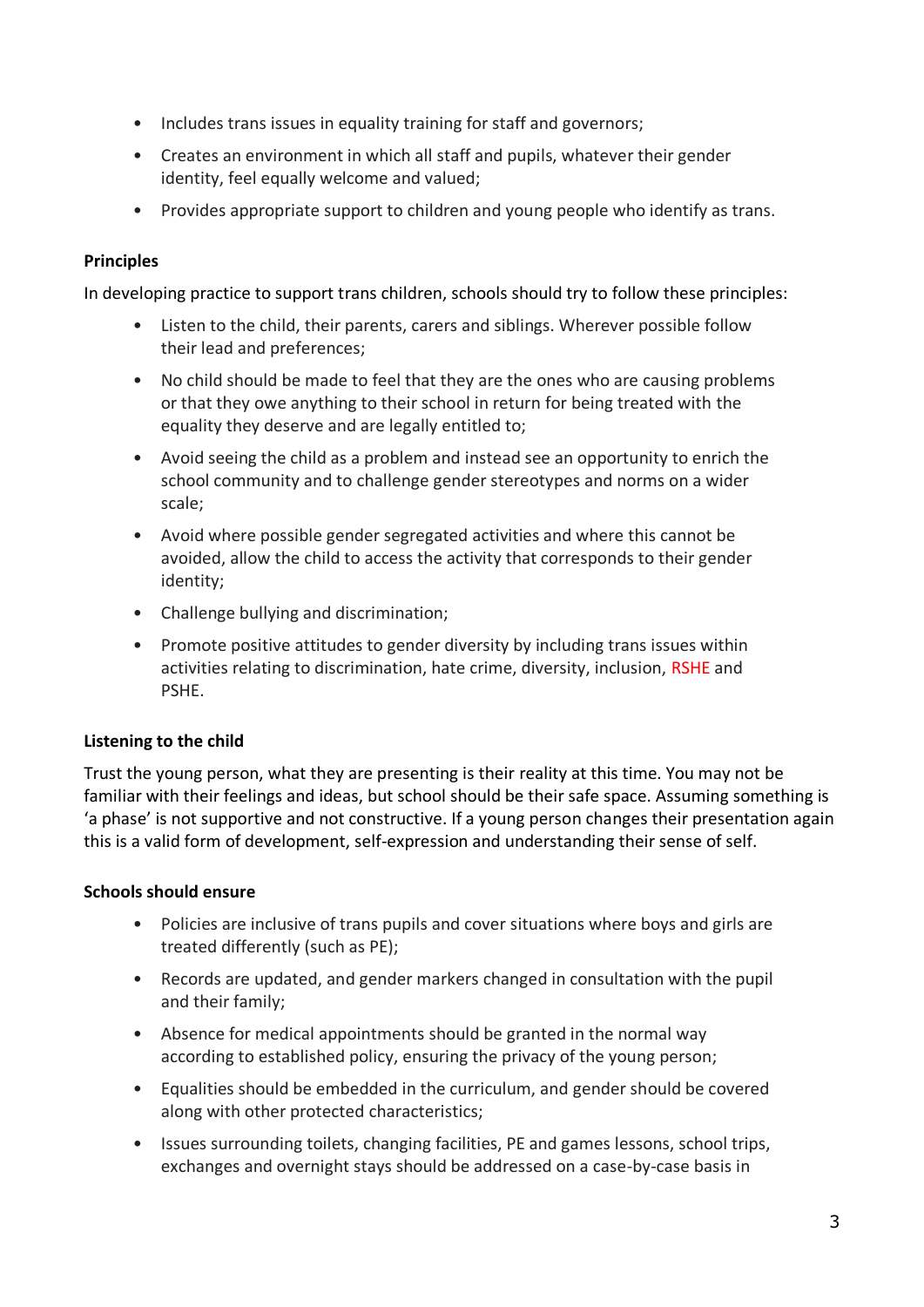- Includes trans issues in equality training for staff and governors;
- Creates an environment in which all staff and pupils, whatever their gender identity, feel equally welcome and valued;
- Provides appropriate support to children and young people who identify as trans.

**Principles**

In developing practice to support trans children, schools should try to follow these principles:

- Listen to the child, their parents, carers and siblings. Wherever possible follow their lead and preferences;
- No child should be made to feel that they are the ones who are causing problems or that they owe anything to their school in return for being treated with the equality they deserve and are legally entitled to;
- Avoid seeing the child as a problem and instead see an opportunity to enrich the school community and to challenge gender stereotypes and norms on a wider scale;
- Avoid where possible gender segregated activities and where this cannot be avoided, allow the child to access the activity that corresponds to their gender identity;
- Challenge bullying and discrimination;
- Promote positive attitudes to gender diversity by including trans issues within activities relating to discrimination, hate crime, diversity, inclusion, RSHE and PSHE.

**Listening to the child**

Trust the young person, what they are presenting is their reality at this time. You may not be familiar with their feelings and ideas, but school should be their safe space. Assuming something is 'a phase' is not supportive and not constructive. If a young person changes their presentation again this is a valid form of development, self-expression and understanding their sense of self.

**Schools should ensure**

- Policies are inclusive of trans pupils and cover situations where boys and girls are treated differently (such as PE);
- Records are updated, and gender markers changed in consultation with the pupil and their family;
- Absence for medical appointments should be granted in the normal way according to established policy, ensuring the privacy of the young person;
- Equalities should be embedded in the curriculum, and gender should be covered along with other protected characteristics;
- Issues surrounding toilets, changing facilities, PE and games lessons, school trips, exchanges and overnight stays should be addressed on a case-by-case basis in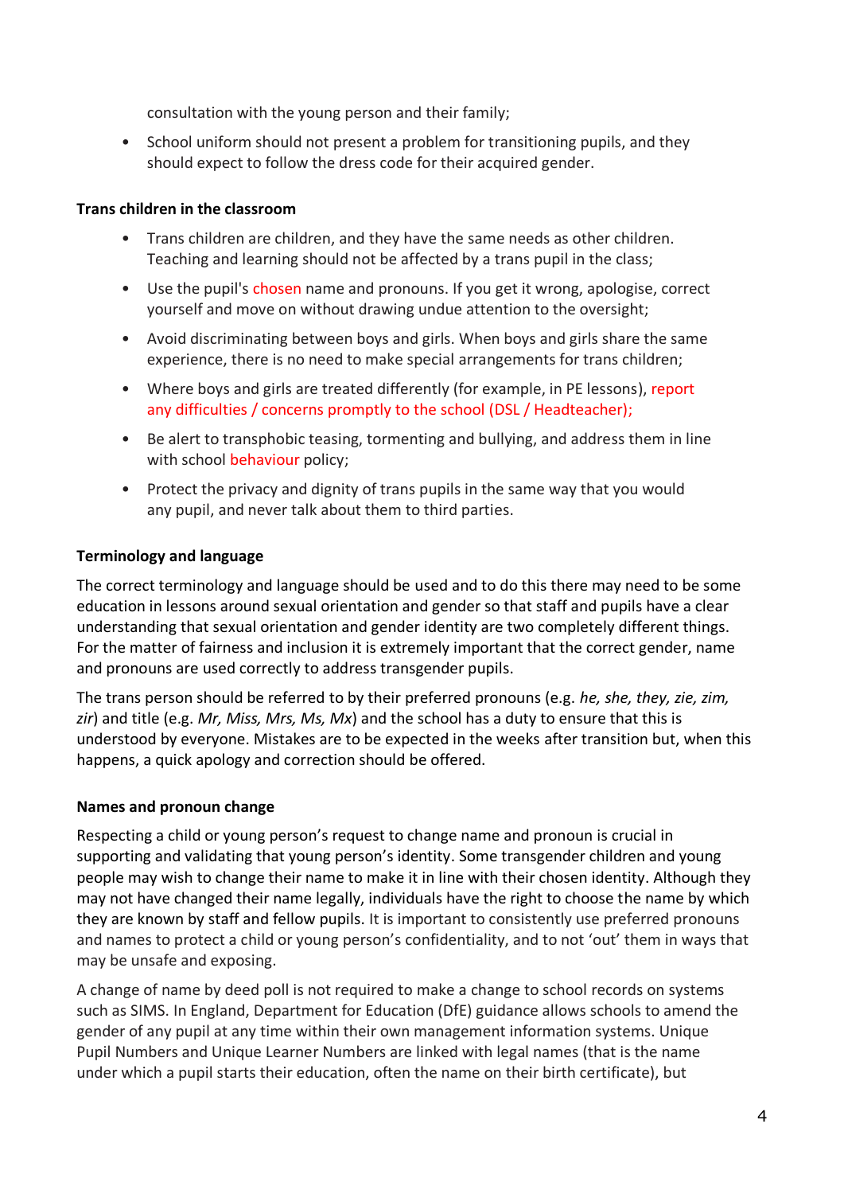consultation with the young person and their family;

- School uniform should not present a problem for transitioning pupils, and they should expect to follow the dress code for their acquired gender.

**Trans children in the classroom**

- Trans children are children, and they have the same needs as other children. Teaching and learning should not be affected by a trans pupil in the class;
- Use the pupil's chosen name and pronouns. If you get it wrong, apologise, correct yourself and move on without drawing undue attention to the oversight;
- Avoid discriminating between boys and girls. When boys and girls share the same experience, there is no need to make special arrangements for trans children;
- Where boys and girls are treated differently (for example, in PE lessons), report any difficulties / concerns promptly to the school (DSL / Headteacher);
- Be alert to transphobic teasing, tormenting and bullying, and address them in line with school behaviour policy;
- Protect the privacy and dignity of trans pupils in the same way that you would any pupil, and never talk about them to third parties.

**Terminology and language**

The correct terminology and language should be used and to do this there may need to be some education in lessons around sexual orientation and gender so that staff and pupils have a clear understanding that sexual orientation and gender identity are two completely different things. For the matter of fairness and inclusion it is extremely important that the correct gender, name and pronouns are used correctly to address transgender pupils.

The trans person should be referred to by their preferred pronouns (e.g. *he, she, they, zie, zim, zir*) and title (e.g. *Mr, Miss, Mrs, Ms, Mx*) and the school has a duty to ensure that this is understood by everyone. Mistakes are to be expected in the weeks after transition but, when this happens, a quick apology and correction should be offered.

**Names and pronoun change**

Respecting a child or young person's request to change name and pronoun is crucial in supporting and validating that young person's identity. Some transgender children and young people may wish to change their name to make it in line with their chosen identity. Although they may not have changed their name legally, individuals have the right to choose the name by which they are known by staff and fellow pupils. It is important to consistently use preferred pronouns and names to protect a child or young person's confidentiality, and to not 'out' them in ways that may be unsafe and exposing.

A change of name by deed poll is not required to make a change to school records on systems such as SIMS. In England, Department for Education (DfE) guidance allows schools to amend the gender of any pupil at any time within their own management information systems. Unique Pupil Numbers and Unique Learner Numbers are linked with legal names (that is the name under which a pupil starts their education, often the name on their birth certificate), but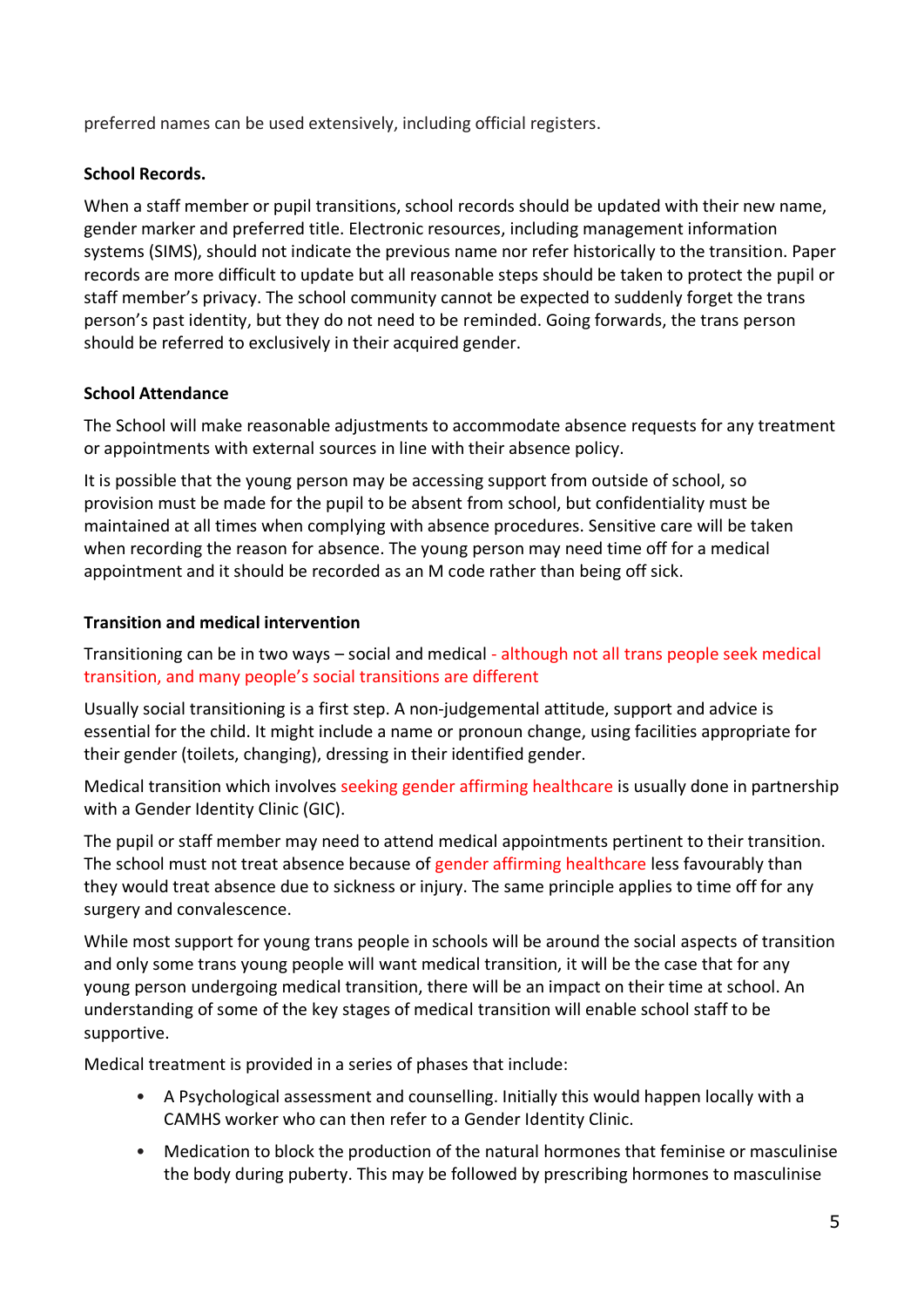preferred names can be used extensively, including official registers.

**School Records.**

When a staff member or pupil transitions, school records should be updated with their new name, gender marker and preferred title. Electronic resources, including management information systems (SIMS), should not indicate the previous name nor refer historically to the transition. Paper records are more difficult to update but all reasonable steps should be taken to protect the pupil or staff member's privacy. The school community cannot be expected to suddenly forget the trans person's past identity, but they do not need to be reminded. Going forwards, the trans person should be referred to exclusively in their acquired gender.

**School Attendance**

The School will make reasonable adjustments to accommodate absence requests for any treatment or appointments with external sources in line with their absence policy.

It is possible that the young person may be accessing support from outside of school, so provision must be made for the pupil to be absent from school, but confidentiality must be maintained at all times when complying with absence procedures. Sensitive care will be taken when recording the reason for absence. The young person may need time off for a medical appointment and it should be recorded as an M code rather than being off sick.

**Transition and medical intervention**

Transitioning can be in two ways – social and medical - although not all trans people seek medical transition, and many people's social transitions are different

Usually social transitioning is a first step. A non-judgemental attitude, support and advice is essential for the child. It might include a name or pronoun change, using facilities appropriate for their gender (toilets, changing), dressing in their identified gender.

Medical transition which involves seeking gender affirming healthcare is usually done in partnership with a Gender Identity Clinic (GIC).

The pupil or staff member may need to attend medical appointments pertinent to their transition. The school must not treat absence because of gender affirming healthcare less favourably than they would treat absence due to sickness or injury. The same principle applies to time off for any surgery and convalescence.

While most support for young trans people in schools will be around the social aspects of transition and only some trans young people will want medical transition, it will be the case that for any young person undergoing medical transition, there will be an impact on their time at school. An understanding of some of the key stages of medical transition will enable school staff to be supportive.

Medical treatment is provided in a series of phases that include:

- A Psychological assessment and counselling. Initially this would happen locally with a CAMHS worker who can then refer to a Gender Identity Clinic.
- Medication to block the production of the natural hormones that feminise or masculinise the body during puberty. This may be followed by prescribing hormones to masculinise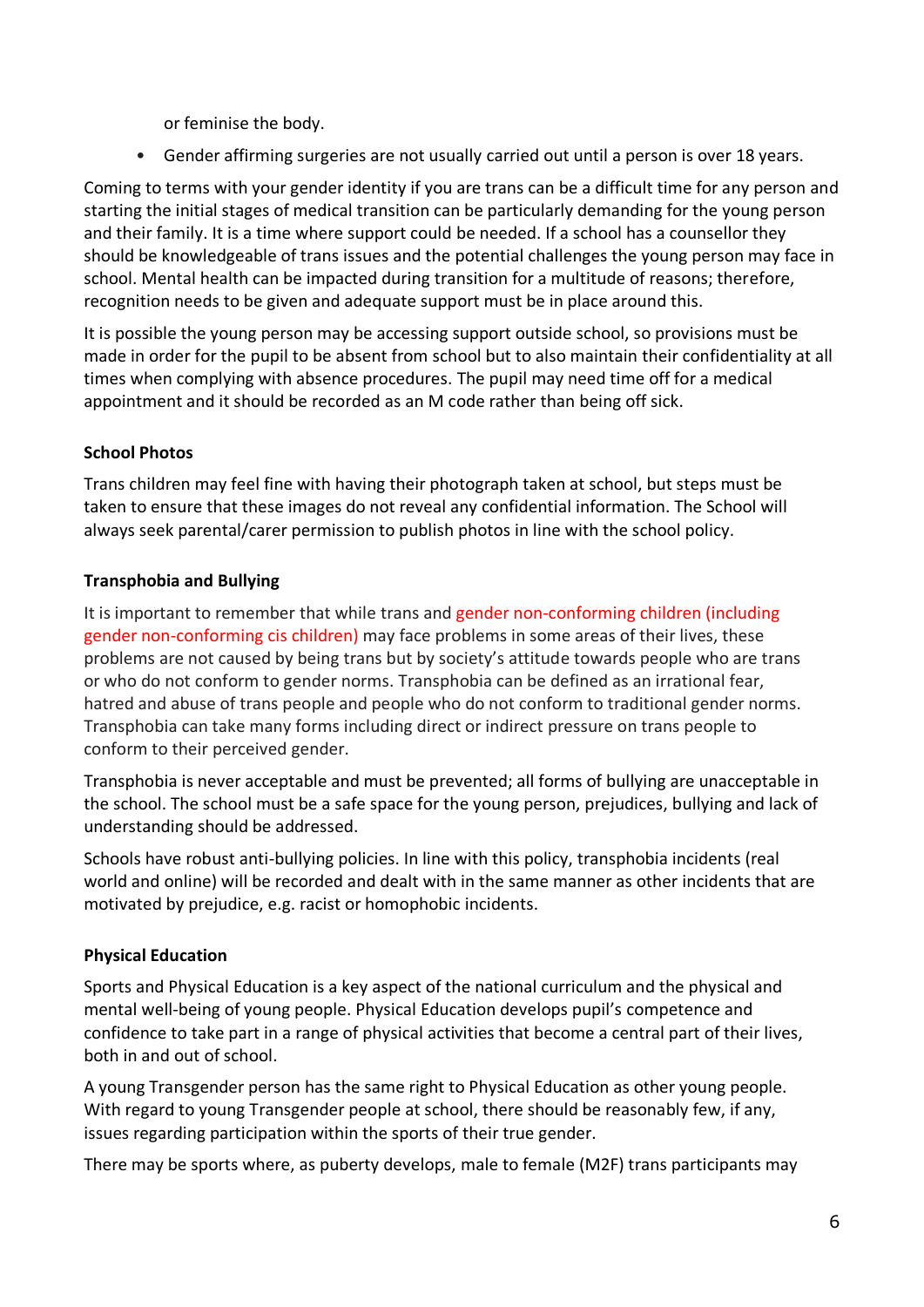or feminise the body.

- Gender affirming surgeries are not usually carried out until a person is over 18 years.

Coming to terms with your gender identity if you are trans can be a difficult time for any person and starting the initial stages of medical transition can be particularly demanding for the young person and their family. It is a time where support could be needed. If a school has a counsellor they should be knowledgeable of trans issues and the potential challenges the young person may face in school. Mental health can be impacted during transition for a multitude of reasons; therefore, recognition needs to be given and adequate support must be in place around this.

It is possible the young person may be accessing support outside school, so provisions must be made in order for the pupil to be absent from school but to also maintain their confidentiality at all times when complying with absence procedures. The pupil may need time off for a medical appointment and it should be recorded as an M code rather than being off sick.

**School Photos**

Trans children may feel fine with having their photograph taken at school, but steps must be taken to ensure that these images do not reveal any confidential information. The School will always seek parental/carer permission to publish photos in line with the school policy.

**Transphobia and Bullying**

It is important to remember that while trans and gender non-conforming children (including gender non-conforming cis children) may face problems in some areas of their lives, these problems are not caused by being trans but by society's attitude towards people who are trans or who do not conform to gender norms. Transphobia can be defined as an irrational fear, hatred and abuse of trans people and people who do not conform to traditional gender norms. Transphobia can take many forms including direct or indirect pressure on trans people to conform to their perceived gender.

Transphobia is never acceptable and must be prevented; all forms of bullying are unacceptable in the school. The school must be a safe space for the young person, prejudices, bullying and lack of understanding should be addressed.

Schools have robust anti-bullying policies. In line with this policy, transphobia incidents (real world and online) will be recorded and dealt with in the same manner as other incidents that are motivated by prejudice, e.g. racist or homophobic incidents.

**Physical Education**

Sports and Physical Education is a key aspect of the national curriculum and the physical and mental well-being of young people. Physical Education develops pupil's competence and confidence to take part in a range of physical activities that become a central part of their lives, both in and out of school.

A young Transgender person has the same right to Physical Education as other young people. With regard to young Transgender people at school, there should be reasonably few, if any, issues regarding participation within the sports of their true gender.

There may be sports where, as puberty develops, male to female (M2F) trans participants may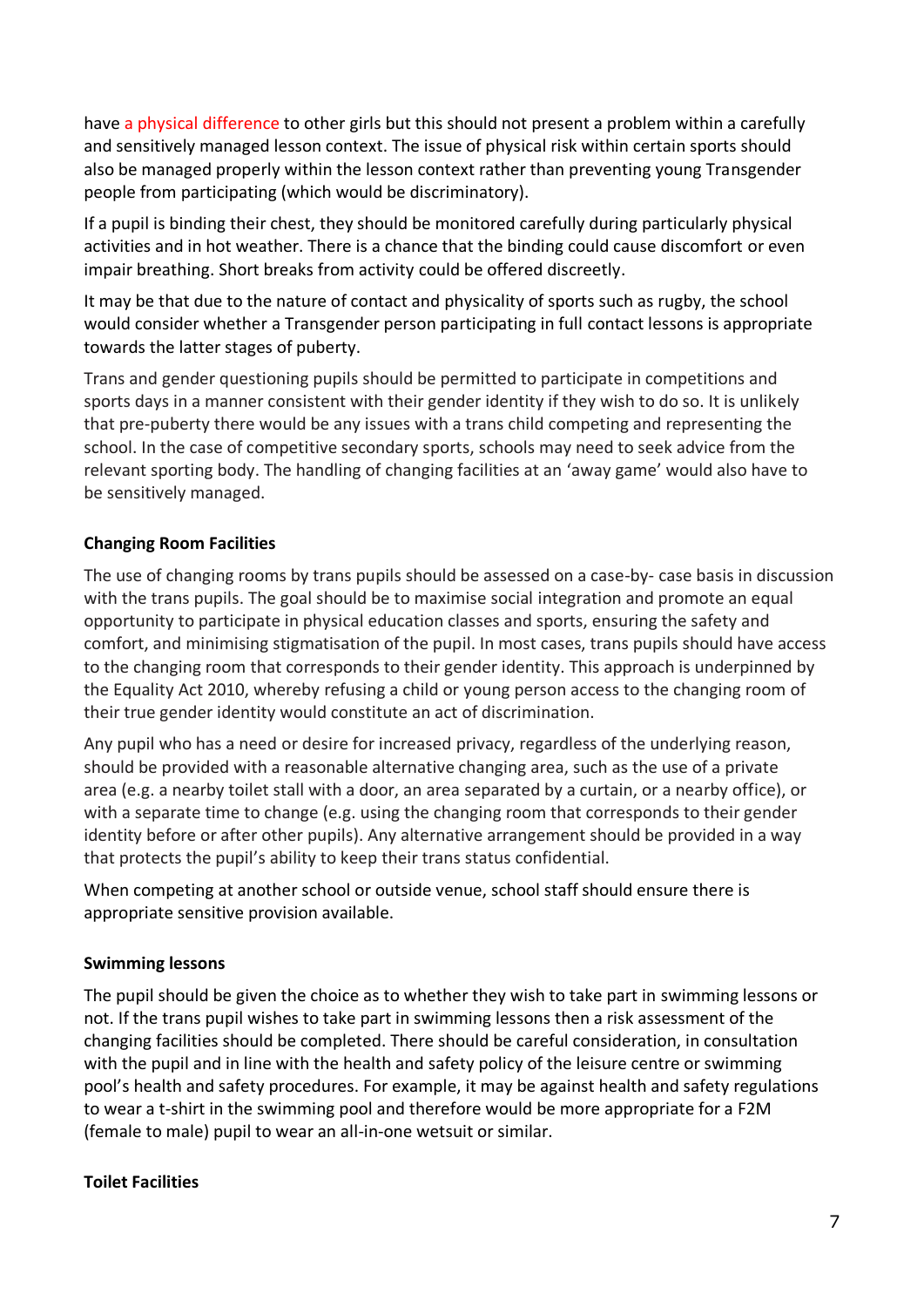have a physical difference to other girls but this should not present a problem within a carefully and sensitively managed lesson context. The issue of physical risk within certain sports should also be managed properly within the lesson context rather than preventing young Transgender people from participating (which would be discriminatory).

If a pupil is binding their chest, they should be monitored carefully during particularly physical activities and in hot weather. There is a chance that the binding could cause discomfort or even impair breathing. Short breaks from activity could be offered discreetly.

It may be that due to the nature of contact and physicality of sports such as rugby, the school would consider whether a Transgender person participating in full contact lessons is appropriate towards the latter stages of puberty.

Trans and gender questioning pupils should be permitted to participate in competitions and sports days in a manner consistent with their gender identity if they wish to do so. It is unlikely that pre-puberty there would be any issues with a trans child competing and representing the school. In the case of competitive secondary sports, schools may need to seek advice from the relevant sporting body. The handling of changing facilities at an 'away game' would also have to be sensitively managed.

**Changing Room Facilities**

The use of changing rooms by trans pupils should be assessed on a case-by- case basis in discussion with the trans pupils. The goal should be to maximise social integration and promote an equal opportunity to participate in physical education classes and sports, ensuring the safety and comfort, and minimising stigmatisation of the pupil. In most cases, trans pupils should have access to the changing room that corresponds to their gender identity. This approach is underpinned by the Equality Act 2010, whereby refusing a child or young person access to the changing room of their true gender identity would constitute an act of discrimination.

Any pupil who has a need or desire for increased privacy, regardless of the underlying reason, should be provided with a reasonable alternative changing area, such as the use of a private area (e.g. a nearby toilet stall with a door, an area separated by a curtain, or a nearby office), or with a separate time to change (e.g. using the changing room that corresponds to their gender identity before or after other pupils). Any alternative arrangement should be provided in a way that protects the pupil's ability to keep their trans status confidential.

When competing at another school or outside venue, school staff should ensure there is appropriate sensitive provision available.

**Swimming lessons**

The pupil should be given the choice as to whether they wish to take part in swimming lessons or not. If the trans pupil wishes to take part in swimming lessons then a risk assessment of the changing facilities should be completed. There should be careful consideration, in consultation with the pupil and in line with the health and safety policy of the leisure centre or swimming pool's health and safety procedures. For example, it may be against health and safety regulations to wear a t-shirt in the swimming pool and therefore would be more appropriate for a F2M (female to male) pupil to wear an all-in-one wetsuit or similar.

**Toilet Facilities**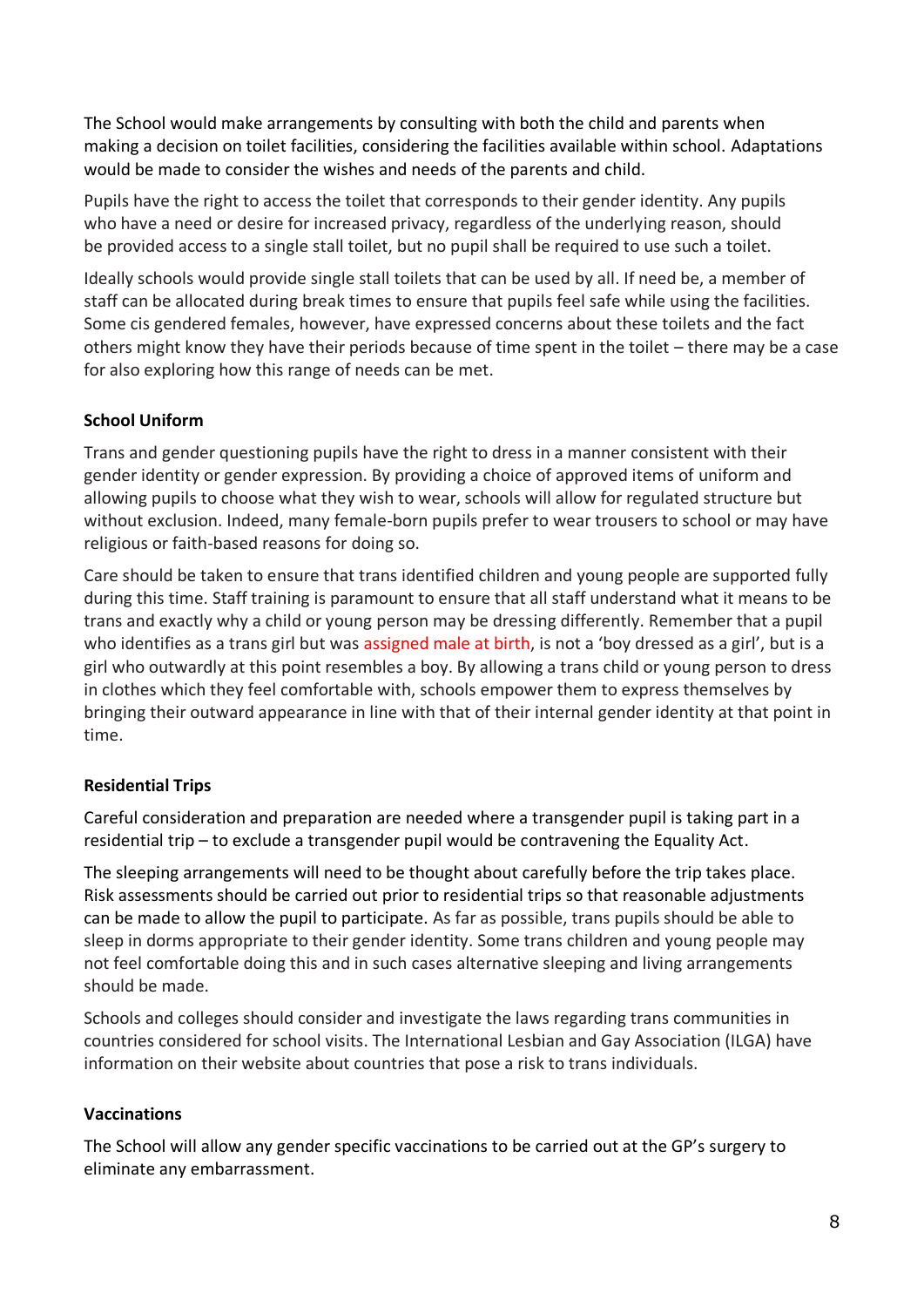The School would make arrangements by consulting with both the child and parents when making a decision on toilet facilities, considering the facilities available within school. Adaptations would be made to consider the wishes and needs of the parents and child.

Pupils have the right to access the toilet that corresponds to their gender identity. Any pupils who have a need or desire for increased privacy, regardless of the underlying reason, should be provided access to a single stall toilet, but no pupil shall be required to use such a toilet.

Ideally schools would provide single stall toilets that can be used by all. If need be, a member of staff can be allocated during break times to ensure that pupils feel safe while using the facilities. Some cis gendered females, however, have expressed concerns about these toilets and the fact others might know they have their periods because of time spent in the toilet – there may be a case for also exploring how this range of needs can be met.

**School Uniform**

Trans and gender questioning pupils have the right to dress in a manner consistent with their gender identity or gender expression. By providing a choice of approved items of uniform and allowing pupils to choose what they wish to wear, schools will allow for regulated structure but without exclusion. Indeed, many female-born pupils prefer to wear trousers to school or may have religious or faith-based reasons for doing so.

Care should be taken to ensure that trans identified children and young people are supported fully during this time. Staff training is paramount to ensure that all staff understand what it means to be trans and exactly why a child or young person may be dressing differently. Remember that a pupil who identifies as a trans girl but was assigned male at birth, is not a 'boy dressed as a girl', but is a girl who outwardly at this point resembles a boy. By allowing a trans child or young person to dress in clothes which they feel comfortable with, schools empower them to express themselves by bringing their outward appearance in line with that of their internal gender identity at that point in time.

**Residential Trips**

Careful consideration and preparation are needed where a transgender pupil is taking part in a residential trip – to exclude a transgender pupil would be contravening the Equality Act.

The sleeping arrangements will need to be thought about carefully before the trip takes place. Risk assessments should be carried out prior to residential trips so that reasonable adjustments can be made to allow the pupil to participate. As far as possible, trans pupils should be able to sleep in dorms appropriate to their gender identity. Some trans children and young people may not feel comfortable doing this and in such cases alternative sleeping and living arrangements should be made.

Schools and colleges should consider and investigate the laws regarding trans communities in countries considered for school visits. The International Lesbian and Gay Association (ILGA) have information on their website about countries that pose a risk to trans individuals.

**Vaccinations**

The School will allow any gender specific vaccinations to be carried out at the GP's surgery to eliminate any embarrassment.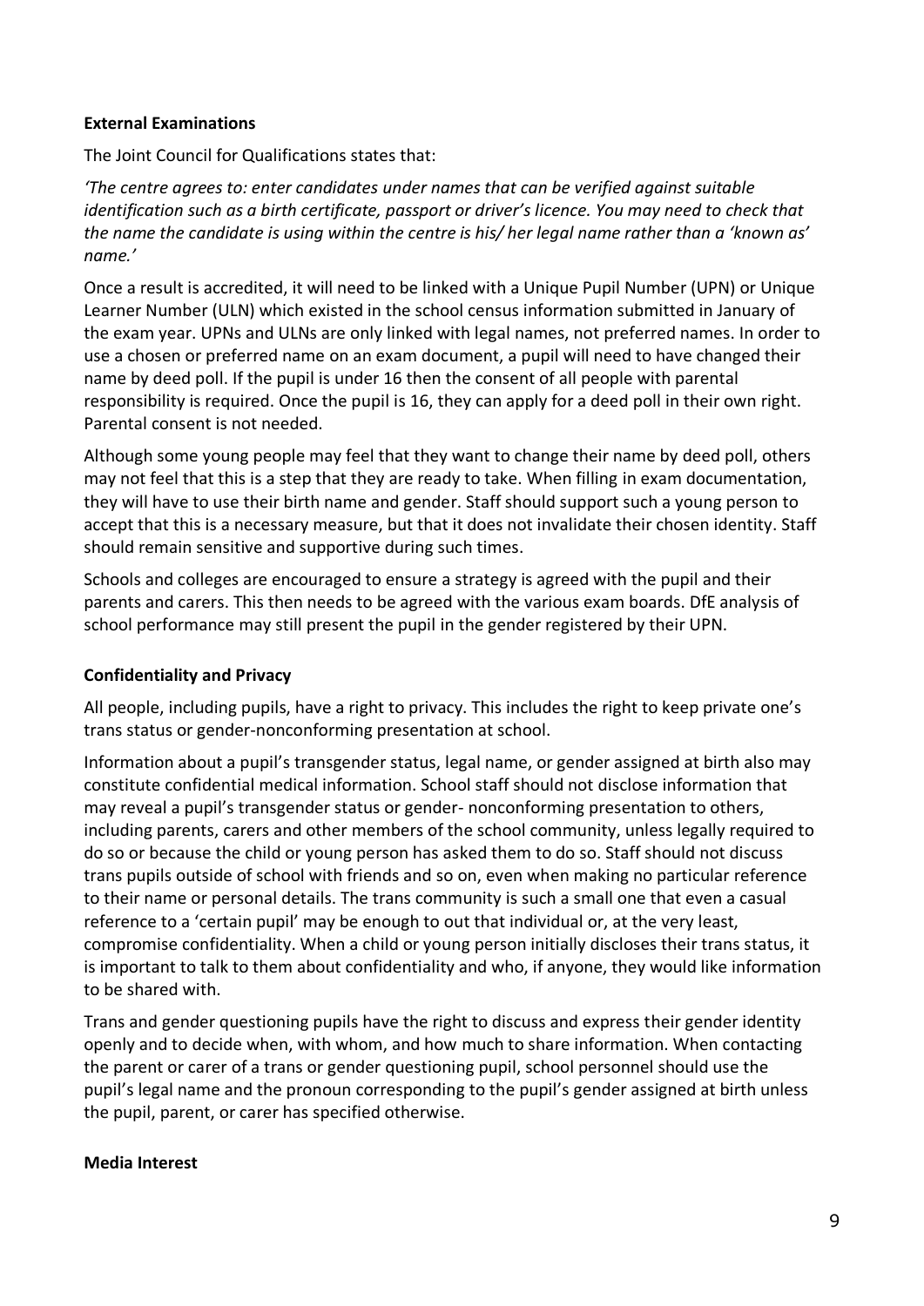**External Examinations**

The Joint Council for Qualifications states that:

*'The centre agrees to: enter candidates under names that can be verified against suitable identification such as a birth certificate, passport or driver's licence. You may need to check that the name the candidate is using within the centre is his/ her legal name rather than a 'known as' name.'*

Once a result is accredited, it will need to be linked with a Unique Pupil Number (UPN) or Unique Learner Number (ULN) which existed in the school census information submitted in January of the exam year. UPNs and ULNs are only linked with legal names, not preferred names. In order to use a chosen or preferred name on an exam document, a pupil will need to have changed their name by deed poll. If the pupil is under 16 then the consent of all people with parental responsibility is required. Once the pupil is 16, they can apply for a deed poll in their own right. Parental consent is not needed.

Although some young people may feel that they want to change their name by deed poll, others may not feel that this is a step that they are ready to take. When filling in exam documentation, they will have to use their birth name and gender. Staff should support such a young person to accept that this is a necessary measure, but that it does not invalidate their chosen identity. Staff should remain sensitive and supportive during such times.

Schools and colleges are encouraged to ensure a strategy is agreed with the pupil and their parents and carers. This then needs to be agreed with the various exam boards. DfE analysis of school performance may still present the pupil in the gender registered by their UPN.

**Confidentiality and Privacy**

All people, including pupils, have a right to privacy. This includes the right to keep private one's trans status or gender-nonconforming presentation at school.

Information about a pupil's transgender status, legal name, or gender assigned at birth also may constitute confidential medical information. School staff should not disclose information that may reveal a pupil's transgender status or gender- nonconforming presentation to others, including parents, carers and other members of the school community, unless legally required to do so or because the child or young person has asked them to do so. Staff should not discuss trans pupils outside of school with friends and so on, even when making no particular reference to their name or personal details. The trans community is such a small one that even a casual reference to a 'certain pupil' may be enough to out that individual or, at the very least, compromise confidentiality. When a child or young person initially discloses their trans status, it is important to talk to them about confidentiality and who, if anyone, they would like information to be shared with.

Trans and gender questioning pupils have the right to discuss and express their gender identity openly and to decide when, with whom, and how much to share information. When contacting the parent or carer of a trans or gender questioning pupil, school personnel should use the pupil's legal name and the pronoun corresponding to the pupil's gender assigned at birth unless the pupil, parent, or carer has specified otherwise.

**Media Interest**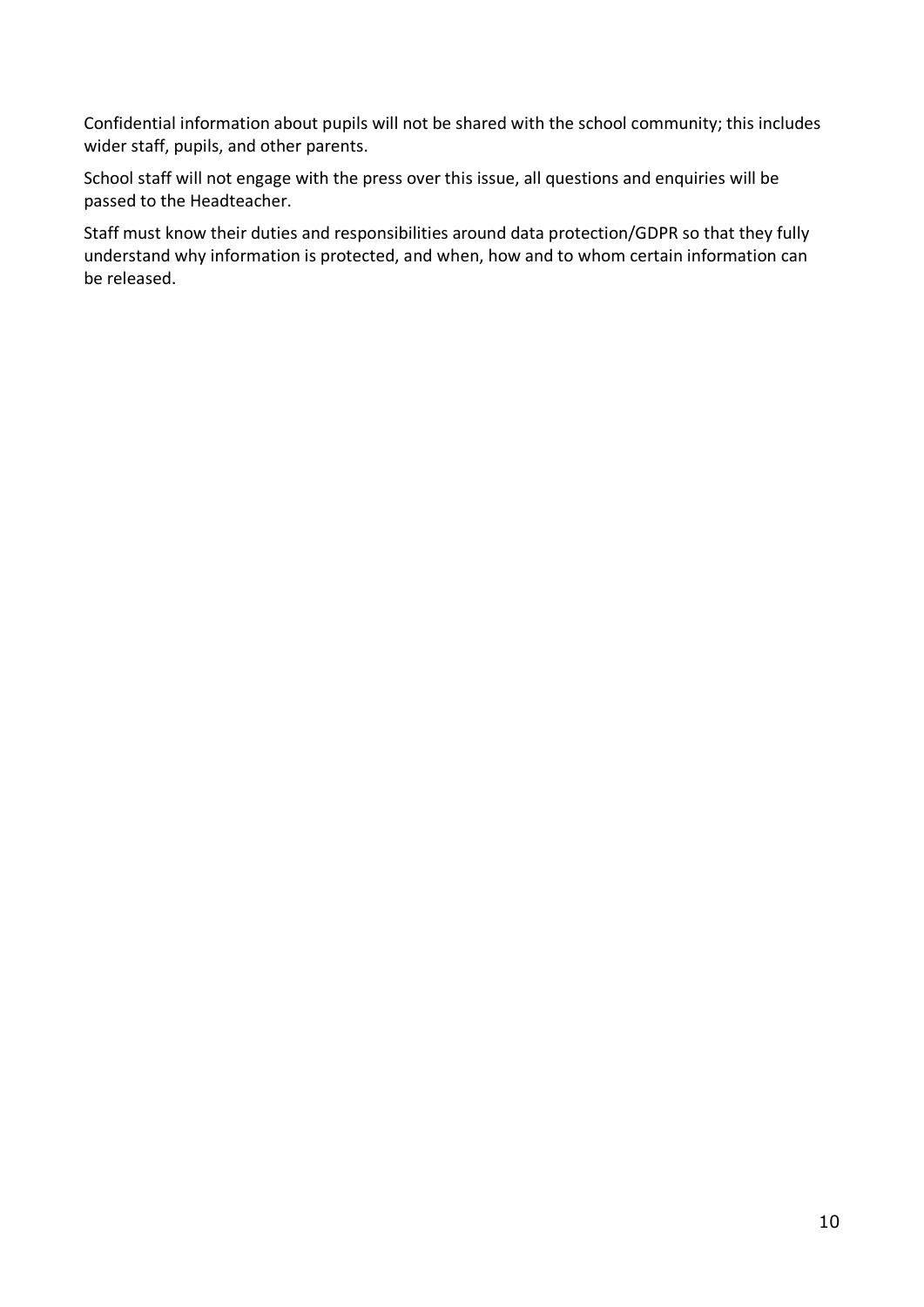Confidential information about pupils will not be shared with the school community; this includes wider staff, pupils, and other parents.

School staff will not engage with the press over this issue, all questions and enquiries will be passed to the Headteacher.

Staff must know their duties and responsibilities around data protection/GDPR so that they fully understand why information is protected, and when, how and to whom certain information can be released.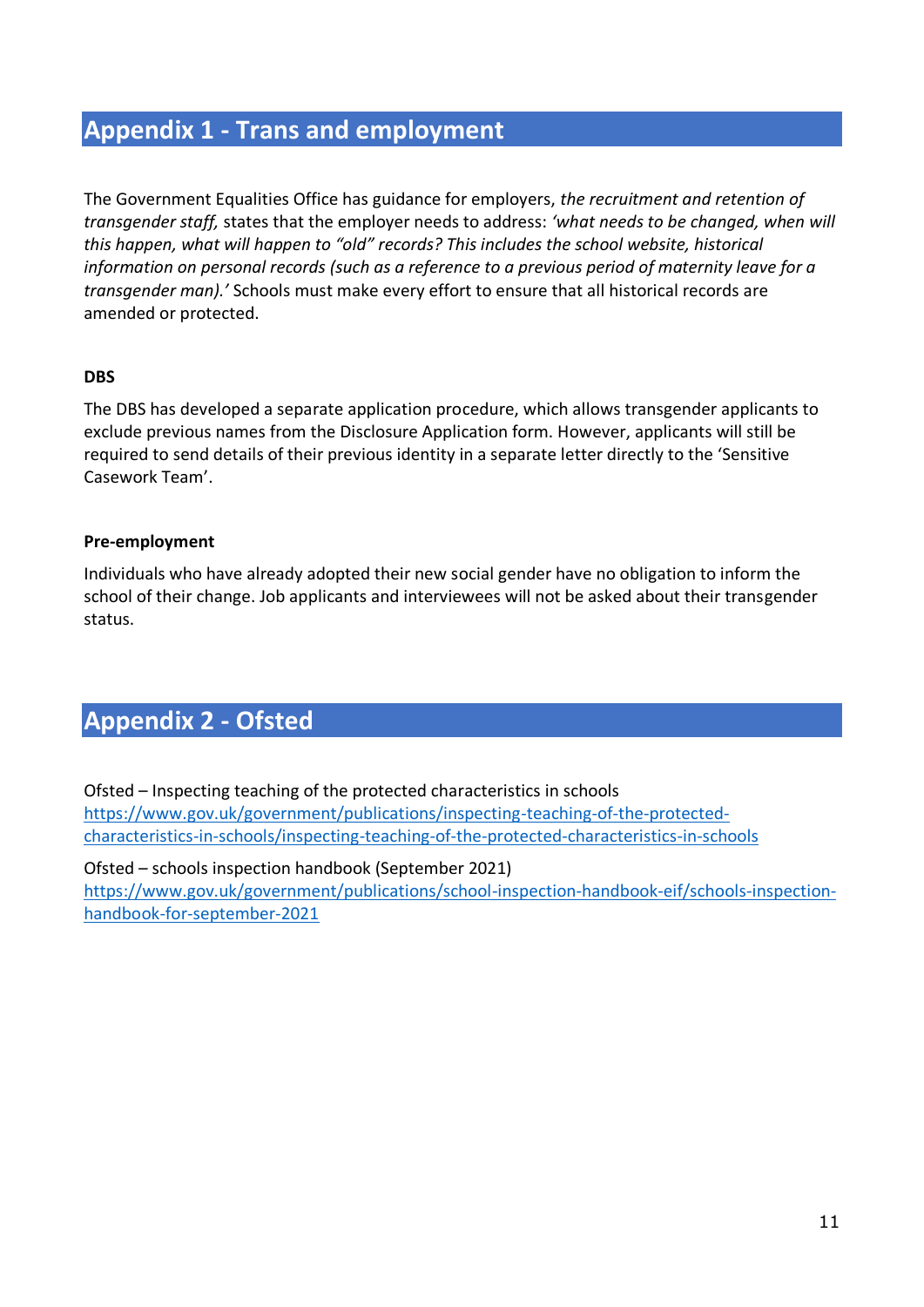## Appendix 1 - Trans and employment

The Government Equalities Office has guidance for employers, *the recruitment and retention of transgender staff,* states that the employer needs to address: *'what needs to be changed, when will this happen, what will happen to "old" records? This includes the school website, historical information on personal records (such as a reference to a previous period of maternity leave for a transgender man).'* Schools must make every effort to ensure that all historical records are amended or protected.

**DBS**

The DBS has developed a separate application procedure, which allows transgender applicants to exclude previous names from the Disclosure Application form. However, applicants will still be required to send details of their previous identity in a separate letter directly to the 'Sensitive Casework Team'.

**Pre-employment**

Individuals who have already adopted their new social gender have no obligation to inform the school of their change. Job applicants and interviewees will not be asked about their transgender status.

## Appendix 2 - Ofsted

Ofsted – Inspecting teaching of the protected characteristics in schools
https://www.gov.uk/government/publications/inspecting-teaching-of-the-protected-characteristics-in-schools/inspecting-teaching-of-the-protected-characteristics-in-schools

Ofsted – schools inspection handbook (September 2021)
https://www.gov.uk/government/publications/school-inspection-handbook-eif/schools-inspection-handbook-for-september-2021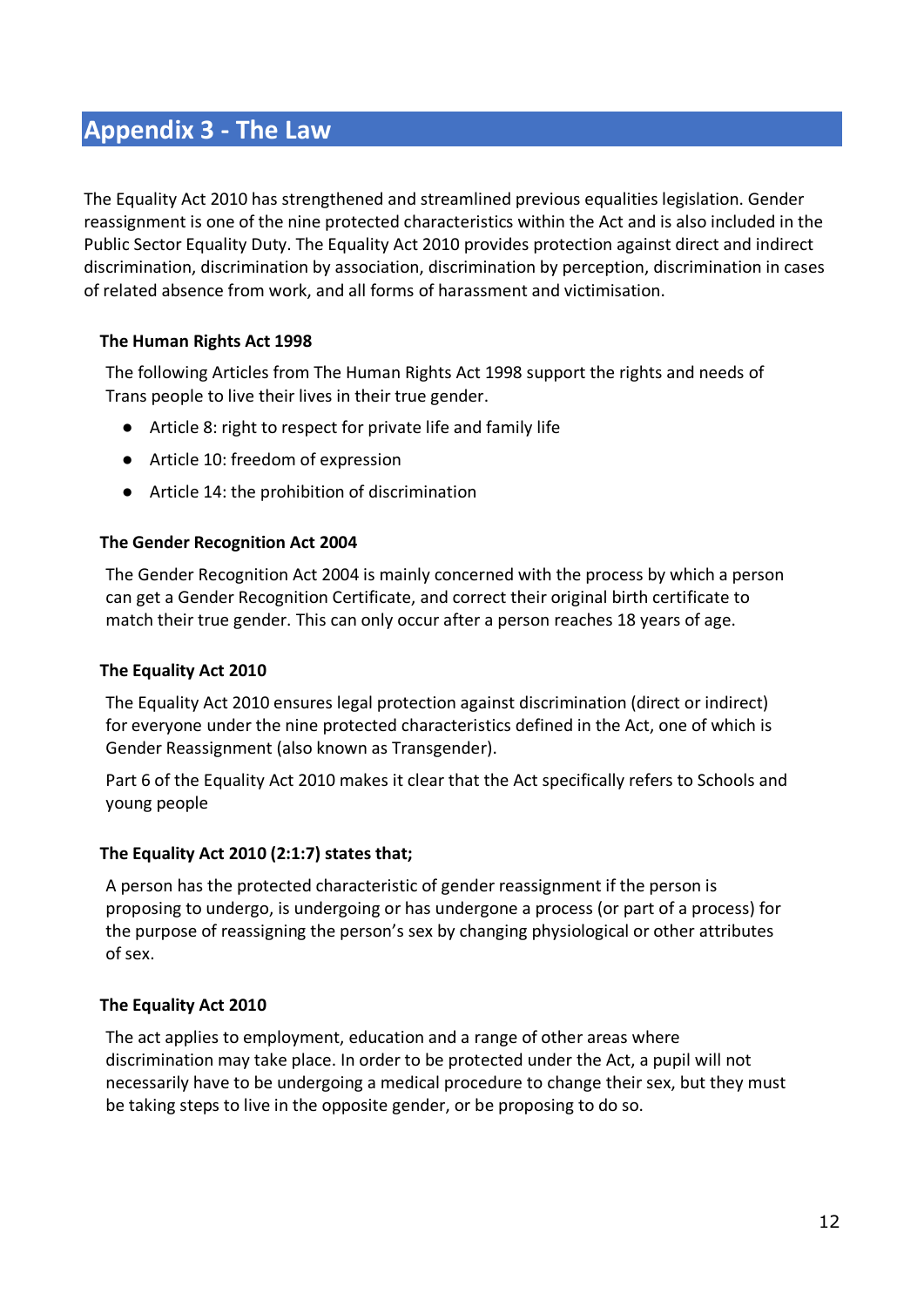## Appendix 3 - The Law

The Equality Act 2010 has strengthened and streamlined previous equalities legislation. Gender reassignment is one of the nine protected characteristics within the Act and is also included in the Public Sector Equality Duty. The Equality Act 2010 provides protection against direct and indirect discrimination, discrimination by association, discrimination by perception, discrimination in cases of related absence from work, and all forms of harassment and victimisation.

### The Human Rights Act 1998

The following Articles from The Human Rights Act 1998 support the rights and needs of Trans people to live their lives in their true gender.

- Article 8: right to respect for private life and family life
- Article 10: freedom of expression
- Article 14: the prohibition of discrimination

### The Gender Recognition Act 2004

The Gender Recognition Act 2004 is mainly concerned with the process by which a person can get a Gender Recognition Certificate, and correct their original birth certificate to match their true gender. This can only occur after a person reaches 18 years of age.

### The Equality Act 2010

The Equality Act 2010 ensures legal protection against discrimination (direct or indirect) for everyone under the nine protected characteristics defined in the Act, one of which is Gender Reassignment (also known as Transgender).

Part 6 of the Equality Act 2010 makes it clear that the Act specifically refers to Schools and young people

### The Equality Act 2010 (2:1:7) states that;

A person has the protected characteristic of gender reassignment if the person is proposing to undergo, is undergoing or has undergone a process (or part of a process) for the purpose of reassigning the person's sex by changing physiological or other attributes of sex.

### The Equality Act 2010

The act applies to employment, education and a range of other areas where discrimination may take place. In order to be protected under the Act, a pupil will not necessarily have to be undergoing a medical procedure to change their sex, but they must be taking steps to live in the opposite gender, or be proposing to do so.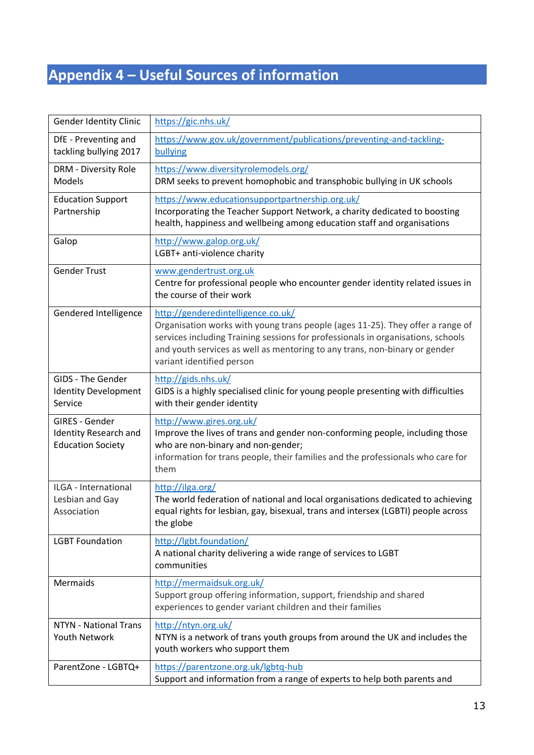# Appendix 4 – Useful Sources of information

| | |
|---|---|
| Gender Identity Clinic | https://gic.nhs.uk/ |
| DfE - Preventing and tackling bullying 2017 | https://www.gov.uk/government/publications/preventing-and-tackling-bullying |
| DRM - Diversity Role Models | https://www.diversityrolemodels.org/<br>DRM seeks to prevent homophobic and transphobic bullying in UK schools |
| Education Support Partnership | https://www.educationsupportpartnership.org.uk/<br>Incorporating the Teacher Support Network, a charity dedicated to boosting health, happiness and wellbeing among education staff and organisations |
| Galop | http://www.galop.org.uk/<br>LGBT+ anti-violence charity |
| Gender Trust | www.gendertrust.org.uk<br>Centre for professional people who encounter gender identity related issues in the course of their work |
| Gendered Intelligence | http://genderedintelligence.co.uk/<br>Organisation works with young trans people (ages 11-25). They offer a range of services including Training sessions for professionals in organisations, schools and youth services as well as mentoring to any trans, non-binary or gender variant identified person |
| GIDS - The Gender Identity Development Service | http://gids.nhs.uk/<br>GIDS is a highly specialised clinic for young people presenting with difficulties with their gender identity |
| GIRES - Gender Identity Research and Education Society | http://www.gires.org.uk/<br>Improve the lives of trans and gender non-conforming people, including those who are non-binary and non-gender;<br>information for trans people, their families and the professionals who care for them |
| ILGA - International Lesbian and Gay Association | http://ilga.org/<br>The world federation of national and local organisations dedicated to achieving equal rights for lesbian, gay, bisexual, trans and intersex (LGBTI) people across the globe |
| LGBT Foundation | http://lgbt.foundation/<br>A national charity delivering a wide range of services to LGBT communities |
| Mermaids | http://mermaidsuk.org.uk/<br>Support group offering information, support, friendship and shared experiences to gender variant children and their families |
| NTYN - National Trans Youth Network | http://ntyn.org.uk/<br>NTYN is a network of trans youth groups from around the UK and includes the youth workers who support them |
| ParentZone - LGBTQ+ | https://parentzone.org.uk/lgbtq-hub<br>Support and information from a range of experts to help both parents and |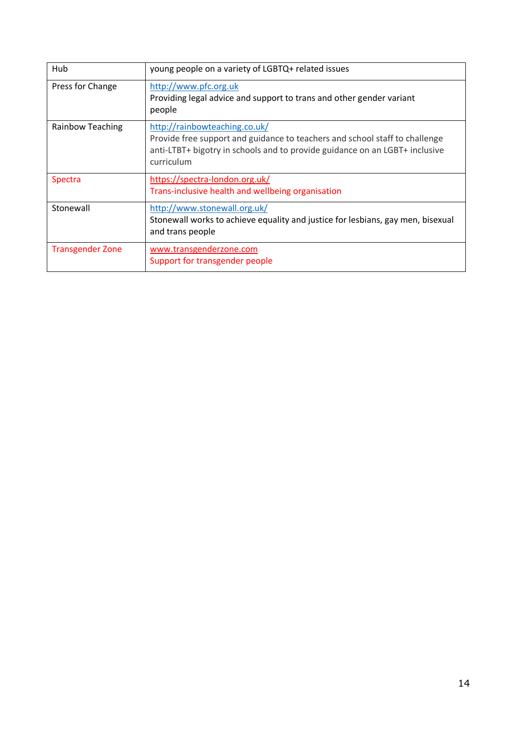| | |
|---|---|
| Hub | young people on a variety of LGBTQ+ related issues |
| Press for Change | http://www.pfc.org.uk<br>Providing legal advice and support to trans and other gender variant people |
| Rainbow Teaching | http://rainbowteaching.co.uk/<br>Provide free support and guidance to teachers and school staff to challenge anti-LTBT+ bigotry in schools and to provide guidance on an LGBT+ inclusive curriculum |
| Spectra | https://spectra-london.org.uk/<br>Trans-inclusive health and wellbeing organisation |
| Stonewall | http://www.stonewall.org.uk/<br>Stonewall works to achieve equality and justice for lesbians, gay men, bisexual and trans people |
| Transgender Zone | www.transgenderzone.com<br>Support for transgender people |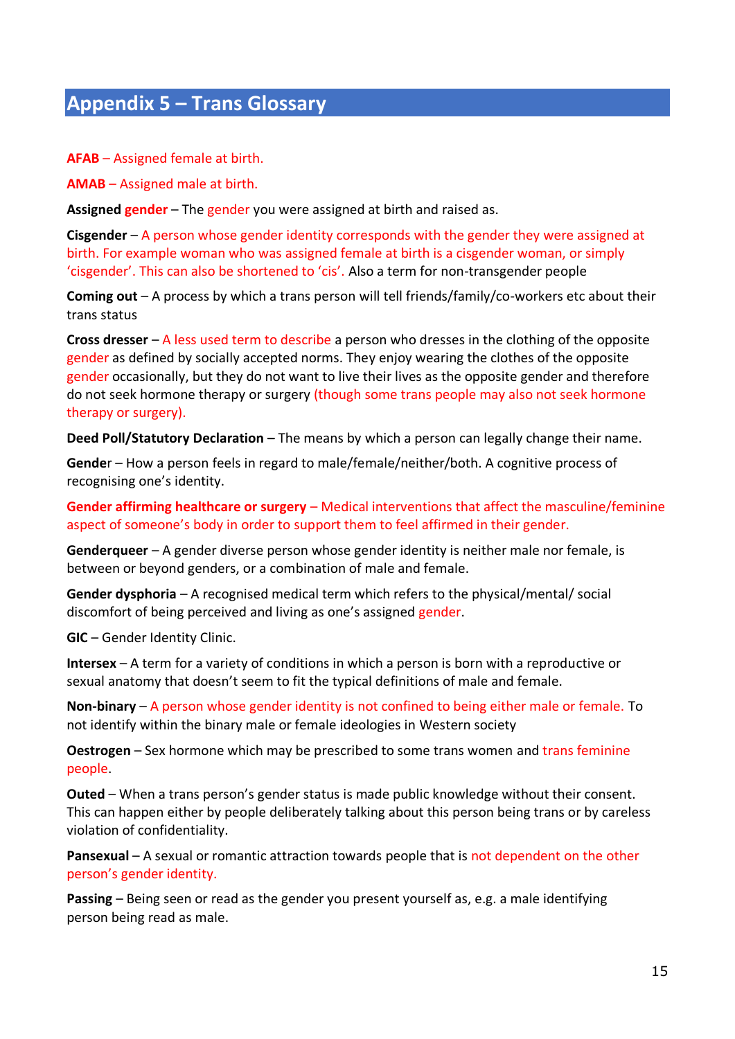## Appendix 5 – Trans Glossary

**AFAB** – Assigned female at birth.

**AMAB** – Assigned male at birth.

**Assigned gender** – The gender you were assigned at birth and raised as.

**Cisgender** – A person whose gender identity corresponds with the gender they were assigned at birth. For example woman who was assigned female at birth is a cisgender woman, or simply 'cisgender'. This can also be shortened to 'cis'. Also a term for non-transgender people

**Coming out** – A process by which a trans person will tell friends/family/co-workers etc about their trans status

**Cross dresser** – A less used term to describe a person who dresses in the clothing of the opposite gender as defined by socially accepted norms. They enjoy wearing the clothes of the opposite gender occasionally, but they do not want to live their lives as the opposite gender and therefore do not seek hormone therapy or surgery (though some trans people may also not seek hormone therapy or surgery).

**Deed Poll/Statutory Declaration –** The means by which a person can legally change their name.

**Gender** – How a person feels in regard to male/female/neither/both. A cognitive process of recognising one's identity.

**Gender affirming healthcare or surgery** – Medical interventions that affect the masculine/feminine aspect of someone's body in order to support them to feel affirmed in their gender.

**Genderqueer** – A gender diverse person whose gender identity is neither male nor female, is between or beyond genders, or a combination of male and female.

**Gender dysphoria** – A recognised medical term which refers to the physical/mental/ social discomfort of being perceived and living as one's assigned gender.

**GIC** – Gender Identity Clinic.

**Intersex** – A term for a variety of conditions in which a person is born with a reproductive or sexual anatomy that doesn't seem to fit the typical definitions of male and female.

**Non-binary** – A person whose gender identity is not confined to being either male or female. To not identify within the binary male or female ideologies in Western society

**Oestrogen** – Sex hormone which may be prescribed to some trans women and trans feminine people.

**Outed** – When a trans person's gender status is made public knowledge without their consent. This can happen either by people deliberately talking about this person being trans or by careless violation of confidentiality.

**Pansexual** – A sexual or romantic attraction towards people that is not dependent on the other person's gender identity.

**Passing** – Being seen or read as the gender you present yourself as, e.g. a male identifying person being read as male.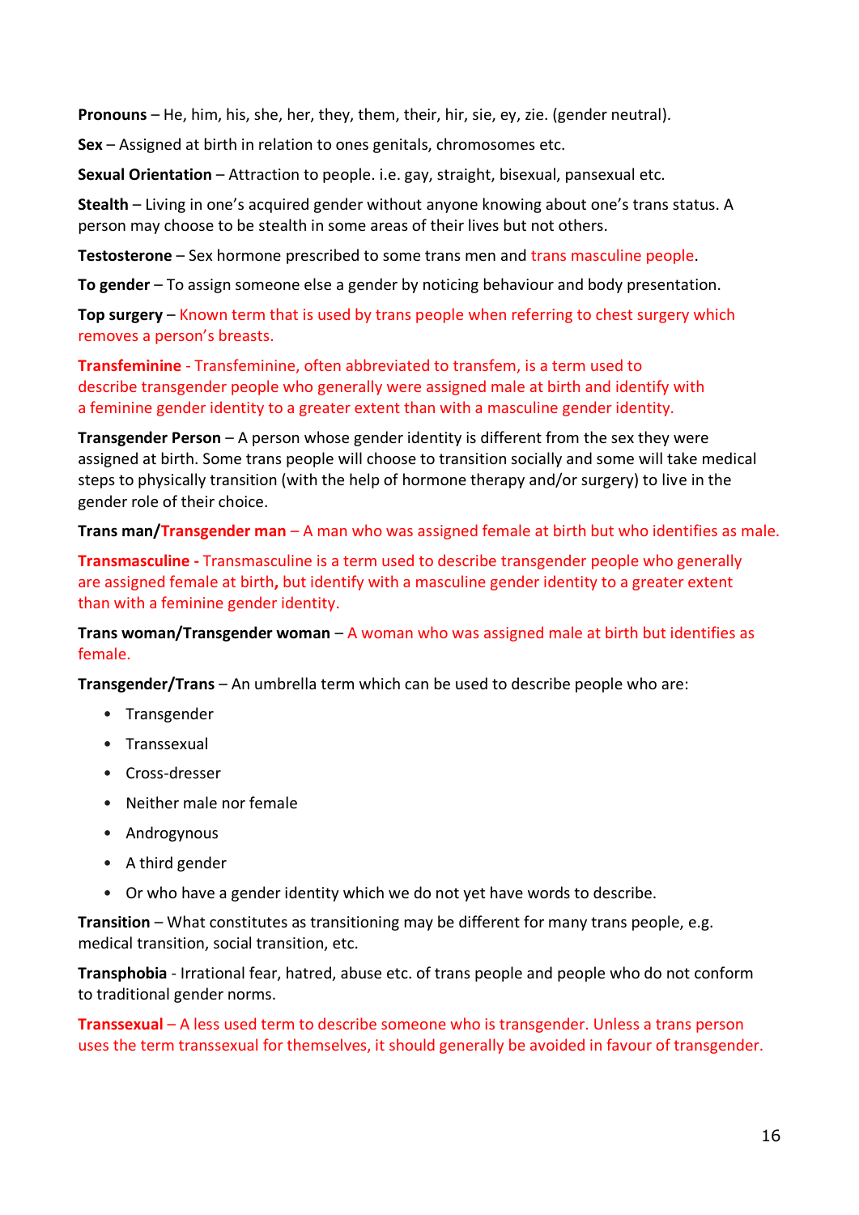**Pronouns** – He, him, his, she, her, they, them, their, hir, sie, ey, zie. (gender neutral).

**Sex** – Assigned at birth in relation to ones genitals, chromosomes etc.

**Sexual Orientation** – Attraction to people. i.e. gay, straight, bisexual, pansexual etc.

**Stealth** – Living in one's acquired gender without anyone knowing about one's trans status. A person may choose to be stealth in some areas of their lives but not others.

**Testosterone** – Sex hormone prescribed to some trans men and trans masculine people.

**To gender** – To assign someone else a gender by noticing behaviour and body presentation.

**Top surgery** – Known term that is used by trans people when referring to chest surgery which removes a person's breasts.

**Transfeminine** - Transfeminine, often abbreviated to transfem, is a term used to describe transgender people who generally were assigned male at birth and identify with a feminine gender identity to a greater extent than with a masculine gender identity.

**Transgender Person** – A person whose gender identity is different from the sex they were assigned at birth. Some trans people will choose to transition socially and some will take medical steps to physically transition (with the help of hormone therapy and/or surgery) to live in the gender role of their choice.

**Trans man/Transgender man** – A man who was assigned female at birth but who identifies as male.

**Transmasculine -** Transmasculine is a term used to describe transgender people who generally are assigned female at birth**,** but identify with a masculine gender identity to a greater extent than with a feminine gender identity.

**Trans woman/Transgender woman** – A woman who was assigned male at birth but identifies as female.

**Transgender/Trans** – An umbrella term which can be used to describe people who are:

- Transgender
- Transsexual
- Cross-dresser
- Neither male nor female
- Androgynous
- A third gender
- Or who have a gender identity which we do not yet have words to describe.

**Transition** – What constitutes as transitioning may be different for many trans people, e.g. medical transition, social transition, etc.

**Transphobia** - Irrational fear, hatred, abuse etc. of trans people and people who do not conform to traditional gender norms.

**Transsexual** – A less used term to describe someone who is transgender. Unless a trans person uses the term transsexual for themselves, it should generally be avoided in favour of transgender.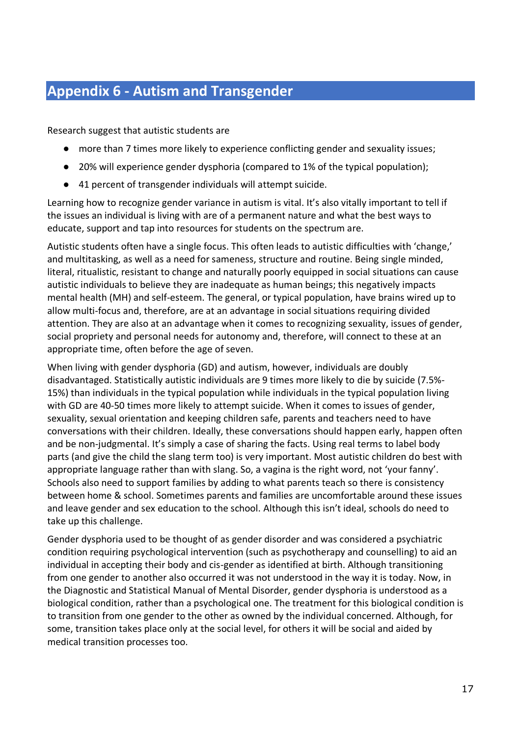## Appendix 6 - Autism and Transgender

Research suggest that autistic students are

- more than 7 times more likely to experience conflicting gender and sexuality issues;
- 20% will experience gender dysphoria (compared to 1% of the typical population);
- 41 percent of transgender individuals will attempt suicide.

Learning how to recognize gender variance in autism is vital. It's also vitally important to tell if the issues an individual is living with are of a permanent nature and what the best ways to educate, support and tap into resources for students on the spectrum are.

Autistic students often have a single focus. This often leads to autistic difficulties with 'change,' and multitasking, as well as a need for sameness, structure and routine. Being single minded, literal, ritualistic, resistant to change and naturally poorly equipped in social situations can cause autistic individuals to believe they are inadequate as human beings; this negatively impacts mental health (MH) and self-esteem. The general, or typical population, have brains wired up to allow multi-focus and, therefore, are at an advantage in social situations requiring divided attention. They are also at an advantage when it comes to recognizing sexuality, issues of gender, social propriety and personal needs for autonomy and, therefore, will connect to these at an appropriate time, often before the age of seven.

When living with gender dysphoria (GD) and autism, however, individuals are doubly disadvantaged. Statistically autistic individuals are 9 times more likely to die by suicide (7.5%-15%) than individuals in the typical population while individuals in the typical population living with GD are 40-50 times more likely to attempt suicide. When it comes to issues of gender, sexuality, sexual orientation and keeping children safe, parents and teachers need to have conversations with their children. Ideally, these conversations should happen early, happen often and be non-judgmental. It's simply a case of sharing the facts. Using real terms to label body parts (and give the child the slang term too) is very important. Most autistic children do best with appropriate language rather than with slang. So, a vagina is the right word, not 'your fanny'. Schools also need to support families by adding to what parents teach so there is consistency between home & school. Sometimes parents and families are uncomfortable around these issues and leave gender and sex education to the school. Although this isn't ideal, schools do need to take up this challenge.

Gender dysphoria used to be thought of as gender disorder and was considered a psychiatric condition requiring psychological intervention (such as psychotherapy and counselling) to aid an individual in accepting their body and cis-gender as identified at birth. Although transitioning from one gender to another also occurred it was not understood in the way it is today. Now, in the Diagnostic and Statistical Manual of Mental Disorder, gender dysphoria is understood as a biological condition, rather than a psychological one. The treatment for this biological condition is to transition from one gender to the other as owned by the individual concerned. Although, for some, transition takes place only at the social level, for others it will be social and aided by medical transition processes too.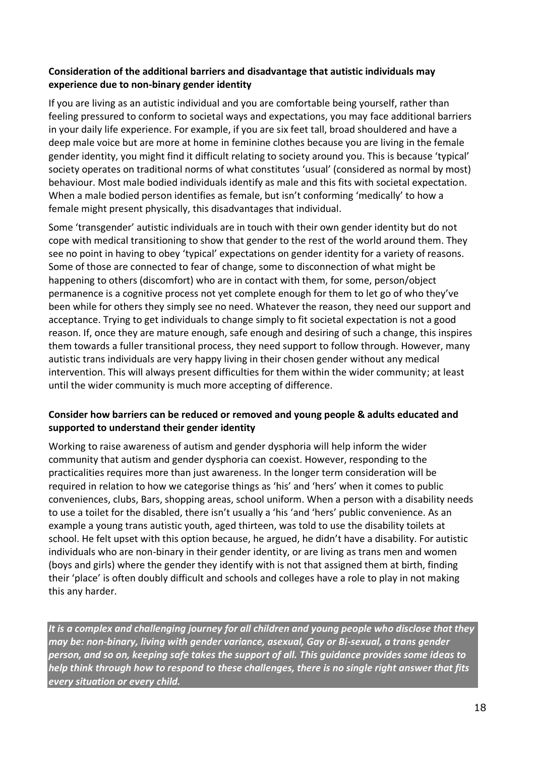**Consideration of the additional barriers and disadvantage that autistic individuals may experience due to non-binary gender identity**

If you are living as an autistic individual and you are comfortable being yourself, rather than feeling pressured to conform to societal ways and expectations, you may face additional barriers in your daily life experience. For example, if you are six feet tall, broad shouldered and have a deep male voice but are more at home in feminine clothes because you are living in the female gender identity, you might find it difficult relating to society around you. This is because 'typical' society operates on traditional norms of what constitutes 'usual' (considered as normal by most) behaviour. Most male bodied individuals identify as male and this fits with societal expectation. When a male bodied person identifies as female, but isn't conforming 'medically' to how a female might present physically, this disadvantages that individual.

Some 'transgender' autistic individuals are in touch with their own gender identity but do not cope with medical transitioning to show that gender to the rest of the world around them. They see no point in having to obey 'typical' expectations on gender identity for a variety of reasons. Some of those are connected to fear of change, some to disconnection of what might be happening to others (discomfort) who are in contact with them, for some, person/object permanence is a cognitive process not yet complete enough for them to let go of who they've been while for others they simply see no need. Whatever the reason, they need our support and acceptance. Trying to get individuals to change simply to fit societal expectation is not a good reason. If, once they are mature enough, safe enough and desiring of such a change, this inspires them towards a fuller transitional process, they need support to follow through. However, many autistic trans individuals are very happy living in their chosen gender without any medical intervention. This will always present difficulties for them within the wider community; at least until the wider community is much more accepting of difference.

**Consider how barriers can be reduced or removed and young people & adults educated and supported to understand their gender identity**

Working to raise awareness of autism and gender dysphoria will help inform the wider community that autism and gender dysphoria can coexist. However, responding to the practicalities requires more than just awareness. In the longer term consideration will be required in relation to how we categorise things as 'his' and 'hers' when it comes to public conveniences, clubs, Bars, shopping areas, school uniform. When a person with a disability needs to use a toilet for the disabled, there isn't usually a 'his 'and 'hers' public convenience. As an example a young trans autistic youth, aged thirteen, was told to use the disability toilets at school. He felt upset with this option because, he argued, he didn't have a disability. For autistic individuals who are non-binary in their gender identity, or are living as trans men and women (boys and girls) where the gender they identify with is not that assigned them at birth, finding their 'place' is often doubly difficult and schools and colleges have a role to play in not making this any harder.

***It is a complex and challenging journey for all children and young people who disclose that they may be: non-binary, living with gender variance, asexual, Gay or Bi-sexual, a trans gender person, and so on, keeping safe takes the support of all. This guidance provides some ideas to help think through how to respond to these challenges, there is no single right answer that fits every situation or every child.***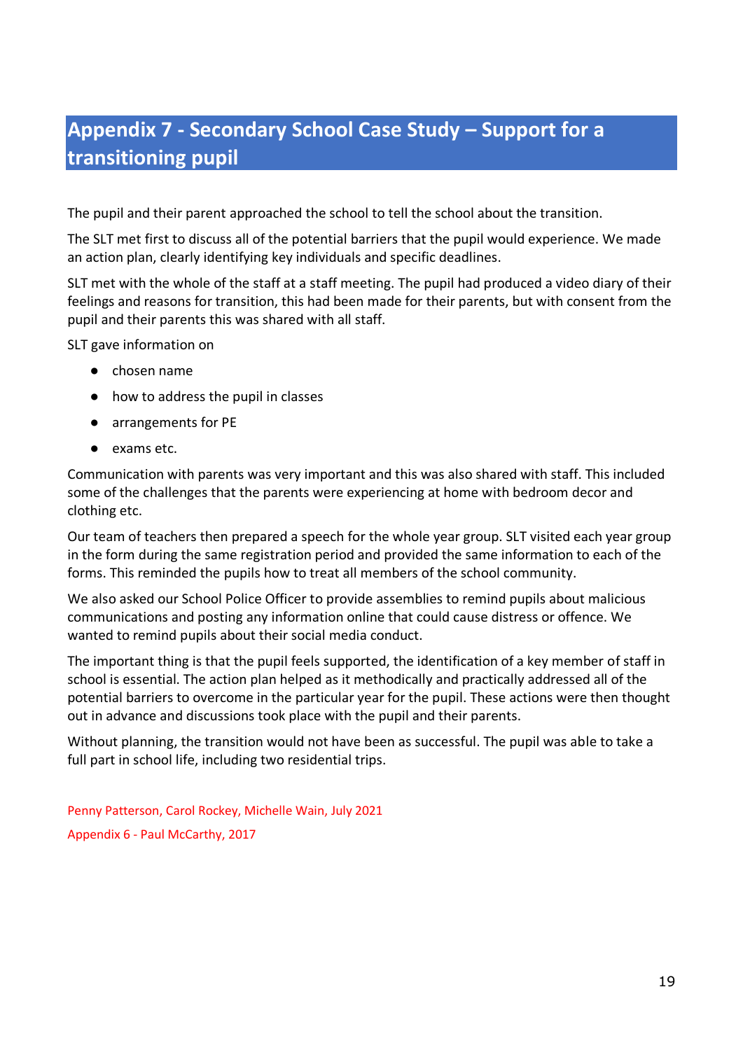## Appendix 7 - Secondary School Case Study – Support for a transitioning pupil

The pupil and their parent approached the school to tell the school about the transition.

The SLT met first to discuss all of the potential barriers that the pupil would experience. We made an action plan, clearly identifying key individuals and specific deadlines.

SLT met with the whole of the staff at a staff meeting. The pupil had produced a video diary of their feelings and reasons for transition, this had been made for their parents, but with consent from the pupil and their parents this was shared with all staff.

SLT gave information on

- chosen name
- how to address the pupil in classes
- arrangements for PE
- exams etc.

Communication with parents was very important and this was also shared with staff. This included some of the challenges that the parents were experiencing at home with bedroom decor and clothing etc.

Our team of teachers then prepared a speech for the whole year group. SLT visited each year group in the form during the same registration period and provided the same information to each of the forms. This reminded the pupils how to treat all members of the school community.

We also asked our School Police Officer to provide assemblies to remind pupils about malicious communications and posting any information online that could cause distress or offence. We wanted to remind pupils about their social media conduct.

The important thing is that the pupil feels supported, the identification of a key member of staff in school is essential. The action plan helped as it methodically and practically addressed all of the potential barriers to overcome in the particular year for the pupil. These actions were then thought out in advance and discussions took place with the pupil and their parents.

Without planning, the transition would not have been as successful. The pupil was able to take a full part in school life, including two residential trips.

Penny Patterson, Carol Rockey, Michelle Wain, July 2021

Appendix 6 - Paul McCarthy, 2017